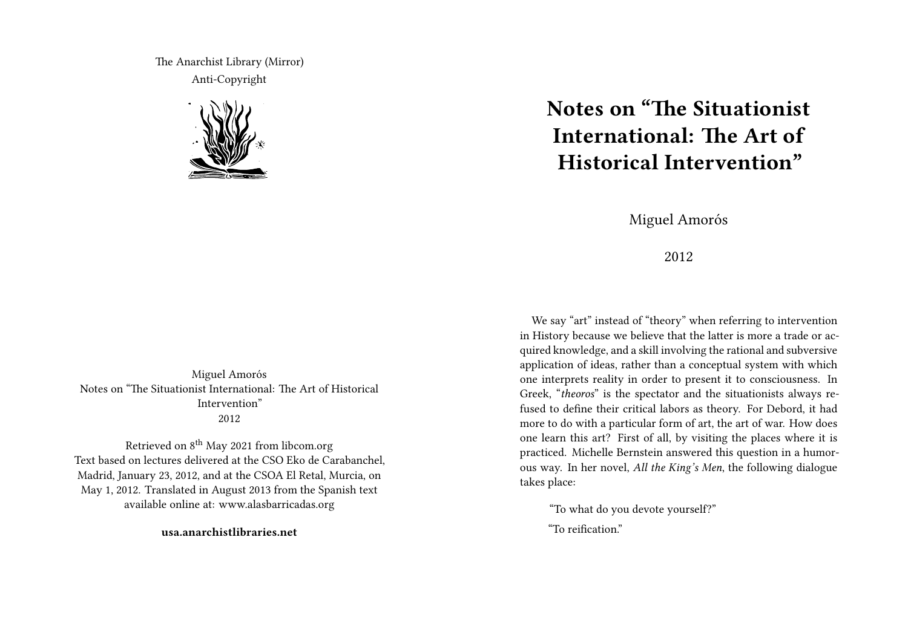The Anarchist Library (Mirror)
Anti-Copyright

Miguel Amorós
Notes on "The Situationist International: The Art of Historical Intervention"
2012

Retrieved on 8th May 2021 from libcom.org
Text based on lectures delivered at the CSO Eko de Carabanchel, Madrid, January 23, 2012, and at the CSOA El Retal, Murcia, on May 1, 2012. Translated in August 2013 from the Spanish text available online at: www.alasbarricadas.org

**usa.anarchistlibraries.net**

# Notes on "The Situationist International: The Art of Historical Intervention"

Miguel Amorós

2012

We say "art" instead of "theory" when referring to intervention in History because we believe that the latter is more a trade or acquired knowledge, and a skill involving the rational and subversive application of ideas, rather than a conceptual system with which one interprets reality in order to present it to consciousness. In Greek, "*theoros*" is the spectator and the situationists always refused to define their critical labors as theory. For Debord, it had more to do with a particular form of art, the art of war. How does one learn this art? First of all, by visiting the places where it is practiced. Michelle Bernstein answered this question in a humorous way. In her novel, *All the King's Men*, the following dialogue takes place:

> "To what do you devote yourself?"
>
> "To reification."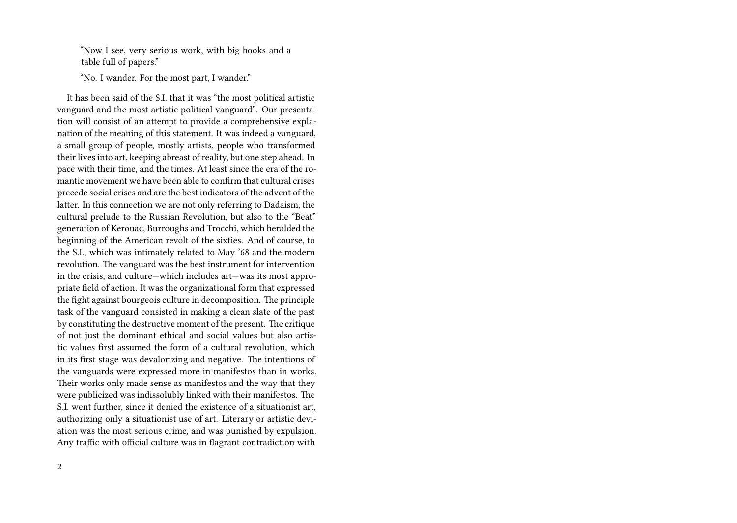"Now I see, very serious work, with big books and a table full of papers."

"No. I wander. For the most part, I wander."

It has been said of the S.I. that it was "the most political artistic vanguard and the most artistic political vanguard". Our presentation will consist of an attempt to provide a comprehensive explanation of the meaning of this statement. It was indeed a vanguard, a small group of people, mostly artists, people who transformed their lives into art, keeping abreast of reality, but one step ahead. In pace with their time, and the times. At least since the era of the romantic movement we have been able to confirm that cultural crises precede social crises and are the best indicators of the advent of the latter. In this connection we are not only referring to Dadaism, the cultural prelude to the Russian Revolution, but also to the "Beat" generation of Kerouac, Burroughs and Trocchi, which heralded the beginning of the American revolt of the sixties. And of course, to the S.I., which was intimately related to May '68 and the modern revolution. The vanguard was the best instrument for intervention in the crisis, and culture—which includes art—was its most appropriate field of action. It was the organizational form that expressed the fight against bourgeois culture in decomposition. The principle task of the vanguard consisted in making a clean slate of the past by constituting the destructive moment of the present. The critique of not just the dominant ethical and social values but also artistic values first assumed the form of a cultural revolution, which in its first stage was devalorizing and negative. The intentions of the vanguards were expressed more in manifestos than in works. Their works only made sense as manifestos and the way that they were publicized was indissolubly linked with their manifestos. The S.I. went further, since it denied the existence of a situationist art, authorizing only a situationist use of art. Literary or artistic deviation was the most serious crime, and was punished by expulsion. Any traffic with official culture was in flagrant contradiction with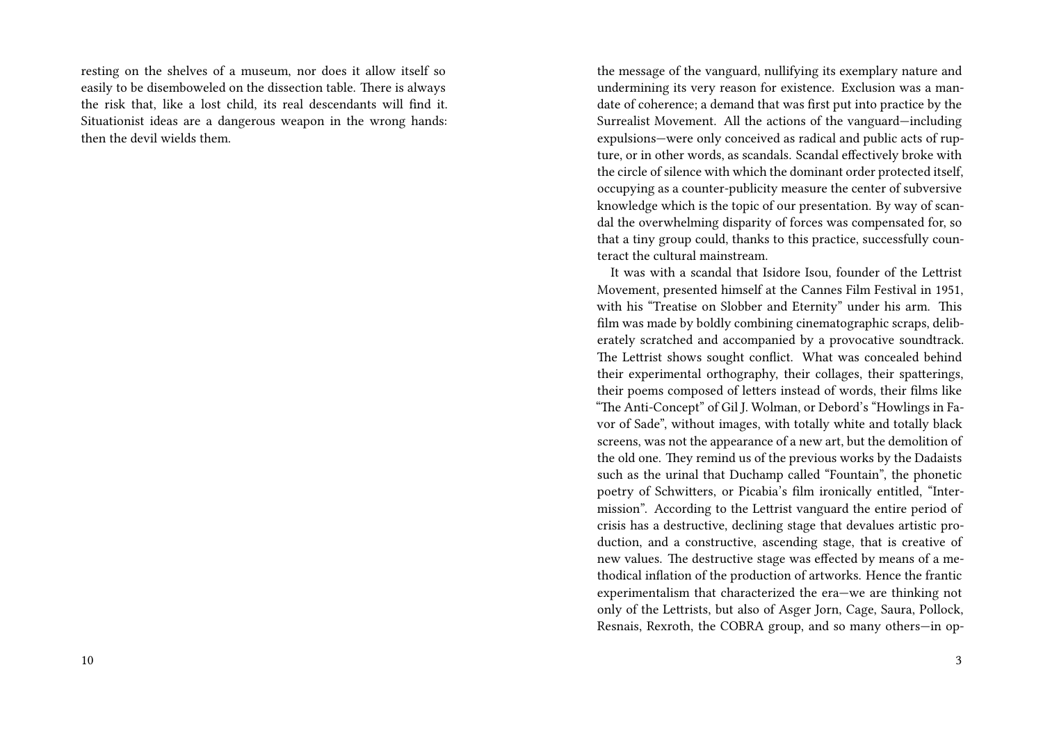resting on the shelves of a museum, nor does it allow itself so easily to be disemboweled on the dissection table. There is always the risk that, like a lost child, its real descendants will find it. Situationist ideas are a dangerous weapon in the wrong hands: then the devil wields them.

the message of the vanguard, nullifying its exemplary nature and undermining its very reason for existence. Exclusion was a mandate of coherence; a demand that was first put into practice by the Surrealist Movement. All the actions of the vanguard—including expulsions—were only conceived as radical and public acts of rupture, or in other words, as scandals. Scandal effectively broke with the circle of silence with which the dominant order protected itself, occupying as a counter-publicity measure the center of subversive knowledge which is the topic of our presentation. By way of scandal the overwhelming disparity of forces was compensated for, so that a tiny group could, thanks to this practice, successfully counteract the cultural mainstream.

It was with a scandal that Isidore Isou, founder of the Lettrist Movement, presented himself at the Cannes Film Festival in 1951, with his "Treatise on Slobber and Eternity" under his arm. This film was made by boldly combining cinematographic scraps, deliberately scratched and accompanied by a provocative soundtrack. The Lettrist shows sought conflict. What was concealed behind their experimental orthography, their collages, their spatterings, their poems composed of letters instead of words, their films like "The Anti-Concept" of Gil J. Wolman, or Debord's "Howlings in Favor of Sade", without images, with totally white and totally black screens, was not the appearance of a new art, but the demolition of the old one. They remind us of the previous works by the Dadaists such as the urinal that Duchamp called "Fountain", the phonetic poetry of Schwitters, or Picabia's film ironically entitled, "Intermission". According to the Lettrist vanguard the entire period of crisis has a destructive, declining stage that devalues artistic production, and a constructive, ascending stage, that is creative of new values. The destructive stage was effected by means of a methodical inflation of the production of artworks. Hence the frantic experimentalism that characterized the era—we are thinking not only of the Lettrists, but also of Asger Jorn, Cage, Saura, Pollock, Resnais, Rexroth, the COBRA group, and so many others—in op-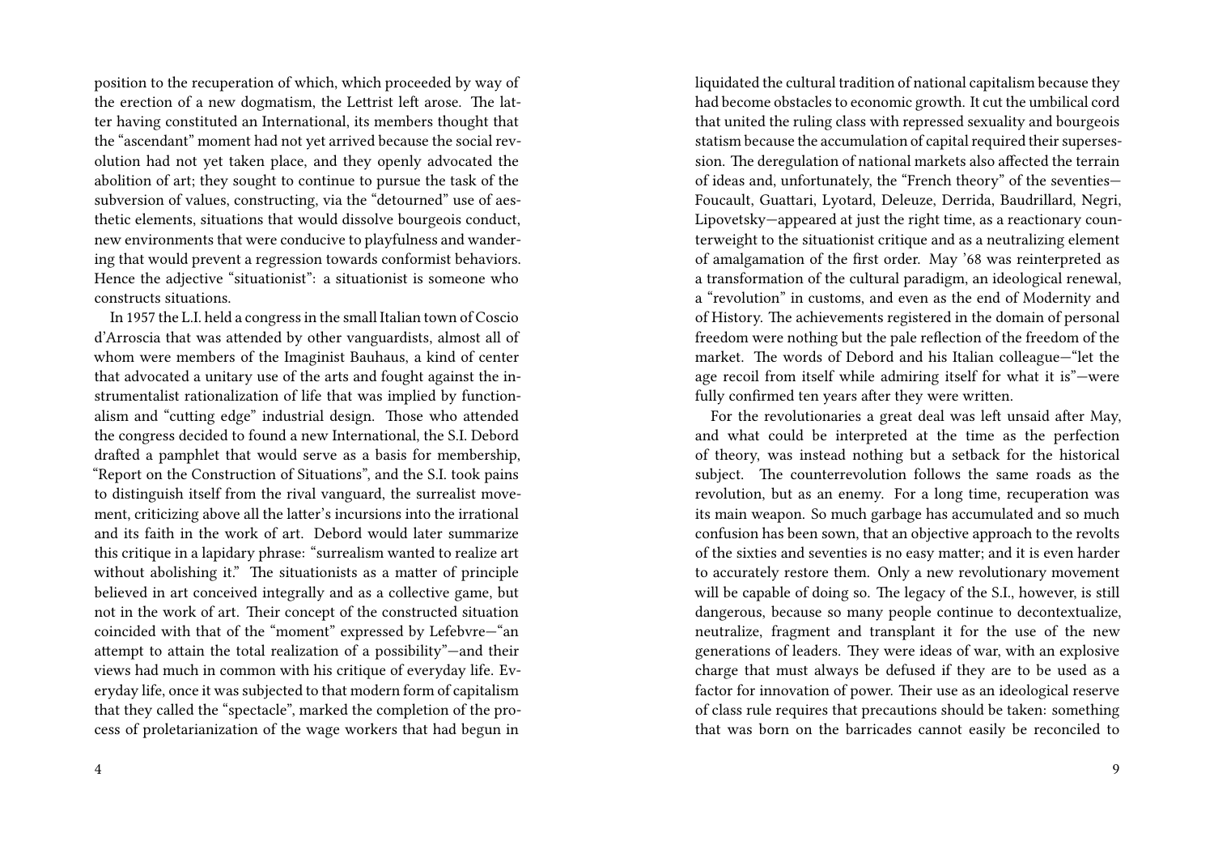position to the recuperation of which, which proceeded by way of the erection of a new dogmatism, the Lettrist left arose. The latter having constituted an International, its members thought that the "ascendant" moment had not yet arrived because the social revolution had not yet taken place, and they openly advocated the abolition of art; they sought to continue to pursue the task of the subversion of values, constructing, via the "detourned" use of aesthetic elements, situations that would dissolve bourgeois conduct, new environments that were conducive to playfulness and wandering that would prevent a regression towards conformist behaviors. Hence the adjective "situationist": a situationist is someone who constructs situations.

In 1957 the L.I. held a congress in the small Italian town of Coscio d'Arroscia that was attended by other vanguardists, almost all of whom were members of the Imaginist Bauhaus, a kind of center that advocated a unitary use of the arts and fought against the instrumentalist rationalization of life that was implied by functionalism and "cutting edge" industrial design. Those who attended the congress decided to found a new International, the S.I. Debord drafted a pamphlet that would serve as a basis for membership, "Report on the Construction of Situations", and the S.I. took pains to distinguish itself from the rival vanguard, the surrealist movement, criticizing above all the latter's incursions into the irrational and its faith in the work of art. Debord would later summarize this critique in a lapidary phrase: "surrealism wanted to realize art without abolishing it." The situationists as a matter of principle believed in art conceived integrally and as a collective game, but not in the work of art. Their concept of the constructed situation coincided with that of the "moment" expressed by Lefebvre—"an attempt to attain the total realization of a possibility"—and their views had much in common with his critique of everyday life. Everyday life, once it was subjected to that modern form of capitalism that they called the "spectacle", marked the completion of the process of proletarianization of the wage workers that had begun in

liquidated the cultural tradition of national capitalism because they had become obstacles to economic growth. It cut the umbilical cord that united the ruling class with repressed sexuality and bourgeois statism because the accumulation of capital required their supersession. The deregulation of national markets also affected the terrain of ideas and, unfortunately, the "French theory" of the seventies—Foucault, Guattari, Lyotard, Deleuze, Derrida, Baudrillard, Negri, Lipovetsky—appeared at just the right time, as a reactionary counterweight to the situationist critique and as a neutralizing element of amalgamation of the first order. May '68 was reinterpreted as a transformation of the cultural paradigm, an ideological renewal, a "revolution" in customs, and even as the end of Modernity and of History. The achievements registered in the domain of personal freedom were nothing but the pale reflection of the freedom of the market. The words of Debord and his Italian colleague—"let the age recoil from itself while admiring itself for what it is"—were fully confirmed ten years after they were written.

For the revolutionaries a great deal was left unsaid after May, and what could be interpreted at the time as the perfection of theory, was instead nothing but a setback for the historical subject. The counterrevolution follows the same roads as the revolution, but as an enemy. For a long time, recuperation was its main weapon. So much garbage has accumulated and so much confusion has been sown, that an objective approach to the revolts of the sixties and seventies is no easy matter; and it is even harder to accurately restore them. Only a new revolutionary movement will be capable of doing so. The legacy of the S.I., however, is still dangerous, because so many people continue to decontextualize, neutralize, fragment and transplant it for the use of the new generations of leaders. They were ideas of war, with an explosive charge that must always be defused if they are to be used as a factor for innovation of power. Their use as an ideological reserve of class rule requires that precautions should be taken: something that was born on the barricades cannot easily be reconciled to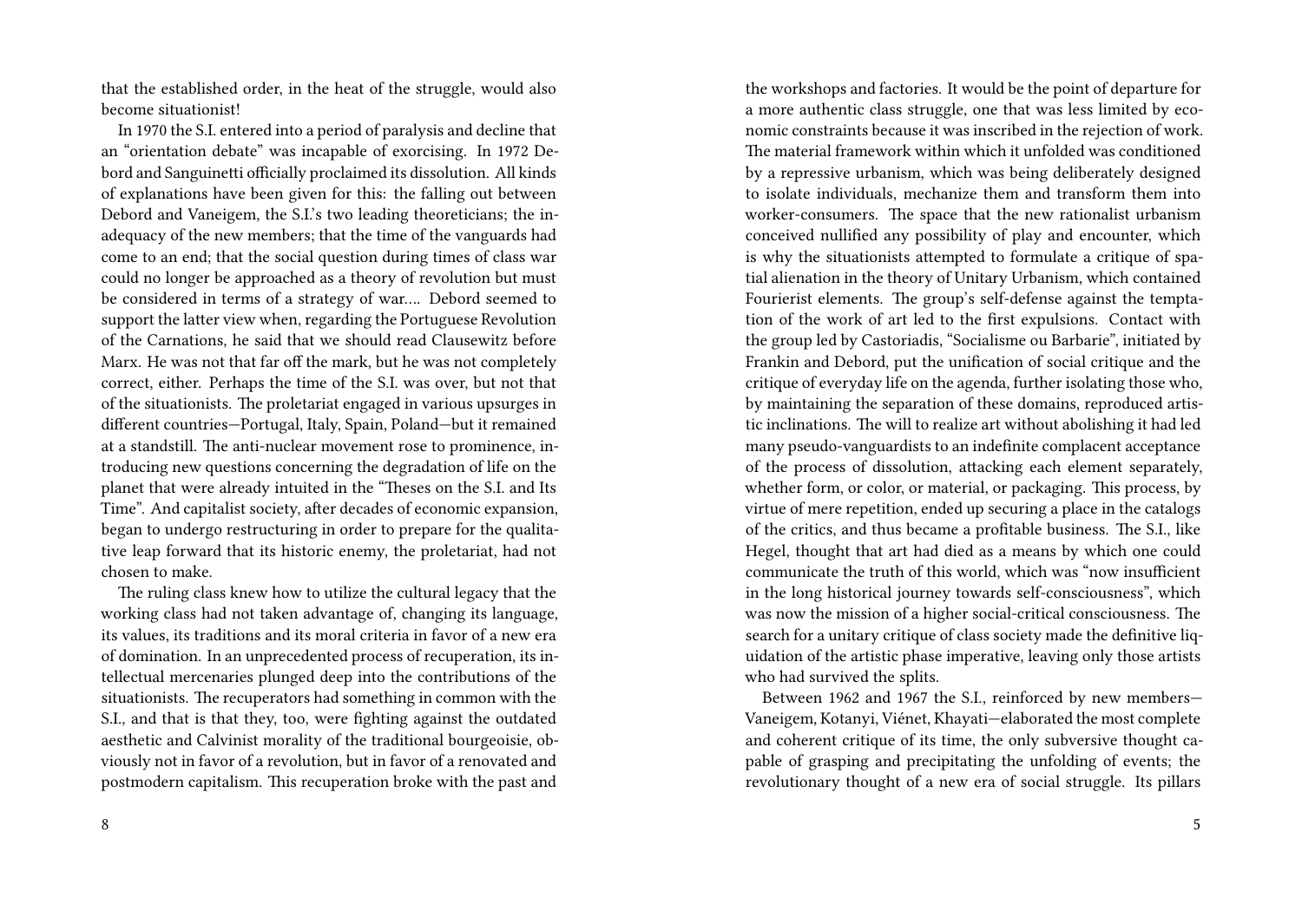that the established order, in the heat of the struggle, would also become situationist!

In 1970 the S.I. entered into a period of paralysis and decline that an "orientation debate" was incapable of exorcising. In 1972 Debord and Sanguinetti officially proclaimed its dissolution. All kinds of explanations have been given for this: the falling out between Debord and Vaneigem, the S.I.'s two leading theoreticians; the inadequacy of the new members; that the time of the vanguards had come to an end; that the social question during times of class war could no longer be approached as a theory of revolution but must be considered in terms of a strategy of war…. Debord seemed to support the latter view when, regarding the Portuguese Revolution of the Carnations, he said that we should read Clausewitz before Marx. He was not that far off the mark, but he was not completely correct, either. Perhaps the time of the S.I. was over, but not that of the situationists. The proletariat engaged in various upsurges in different countries—Portugal, Italy, Spain, Poland—but it remained at a standstill. The anti-nuclear movement rose to prominence, introducing new questions concerning the degradation of life on the planet that were already intuited in the "Theses on the S.I. and Its Time". And capitalist society, after decades of economic expansion, began to undergo restructuring in order to prepare for the qualitative leap forward that its historic enemy, the proletariat, had not chosen to make.

The ruling class knew how to utilize the cultural legacy that the working class had not taken advantage of, changing its language, its values, its traditions and its moral criteria in favor of a new era of domination. In an unprecedented process of recuperation, its intellectual mercenaries plunged deep into the contributions of the situationists. The recuperators had something in common with the S.I., and that is that they, too, were fighting against the outdated aesthetic and Calvinist morality of the traditional bourgeoisie, obviously not in favor of a revolution, but in favor of a renovated and postmodern capitalism. This recuperation broke with the past and

the workshops and factories. It would be the point of departure for a more authentic class struggle, one that was less limited by economic constraints because it was inscribed in the rejection of work. The material framework within which it unfolded was conditioned by a repressive urbanism, which was being deliberately designed to isolate individuals, mechanize them and transform them into worker-consumers. The space that the new rationalist urbanism conceived nullified any possibility of play and encounter, which is why the situationists attempted to formulate a critique of spatial alienation in the theory of Unitary Urbanism, which contained Fourierist elements. The group's self-defense against the temptation of the work of art led to the first expulsions. Contact with the group led by Castoriadis, "Socialisme ou Barbarie", initiated by Frankin and Debord, put the unification of social critique and the critique of everyday life on the agenda, further isolating those who, by maintaining the separation of these domains, reproduced artistic inclinations. The will to realize art without abolishing it had led many pseudo-vanguardists to an indefinite complacent acceptance of the process of dissolution, attacking each element separately, whether form, or color, or material, or packaging. This process, by virtue of mere repetition, ended up securing a place in the catalogs of the critics, and thus became a profitable business. The S.I., like Hegel, thought that art had died as a means by which one could communicate the truth of this world, which was "now insufficient in the long historical journey towards self-consciousness", which was now the mission of a higher social-critical consciousness. The search for a unitary critique of class society made the definitive liquidation of the artistic phase imperative, leaving only those artists who had survived the splits.

Between 1962 and 1967 the S.I., reinforced by new members—Vaneigem, Kotanyi, Viénet, Khayati—elaborated the most complete and coherent critique of its time, the only subversive thought capable of grasping and precipitating the unfolding of events; the revolutionary thought of a new era of social struggle. Its pillars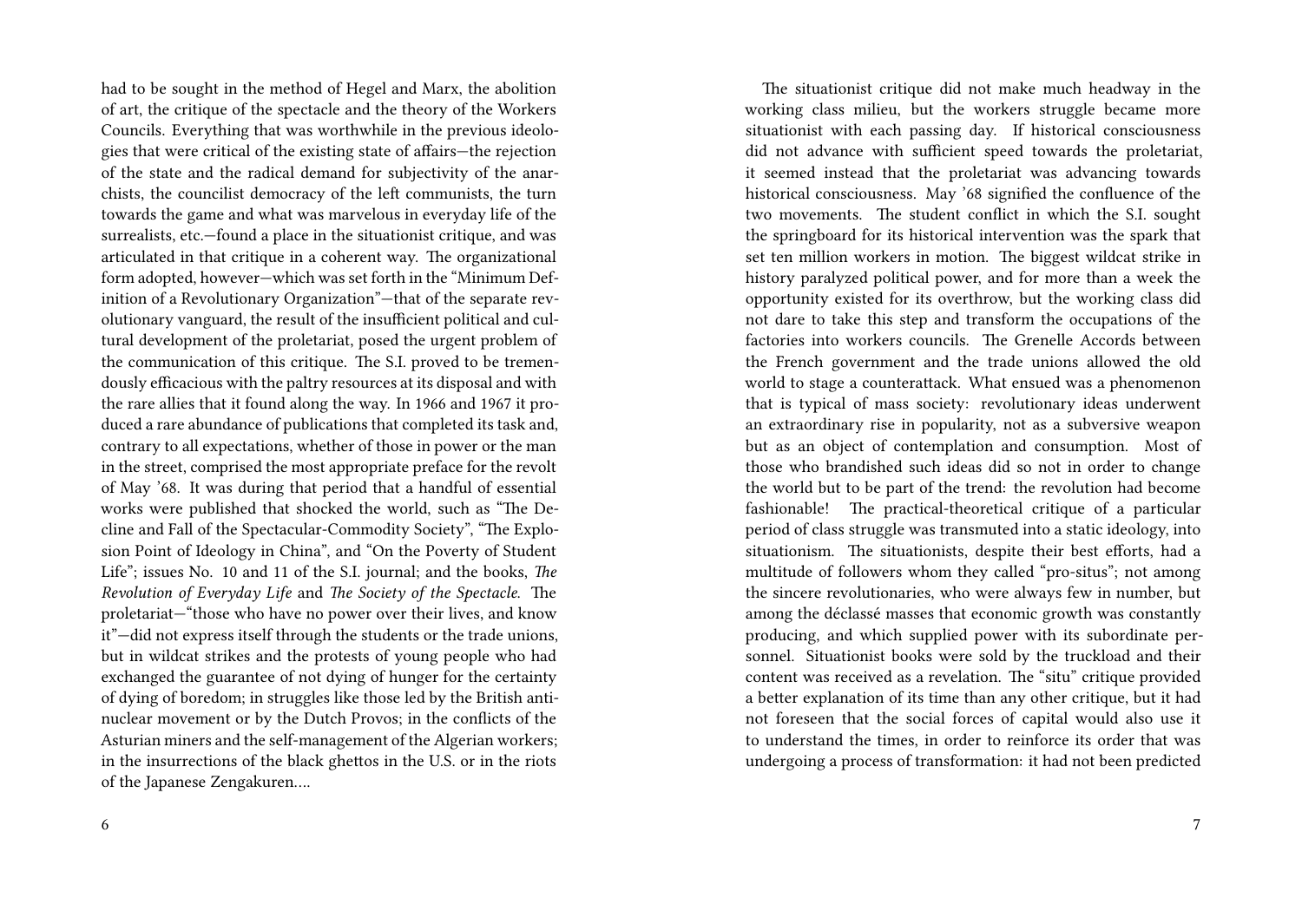had to be sought in the method of Hegel and Marx, the abolition of art, the critique of the spectacle and the theory of the Workers Councils. Everything that was worthwhile in the previous ideologies that were critical of the existing state of affairs—the rejection of the state and the radical demand for subjectivity of the anarchists, the councilist democracy of the left communists, the turn towards the game and what was marvelous in everyday life of the surrealists, etc.—found a place in the situationist critique, and was articulated in that critique in a coherent way. The organizational form adopted, however—which was set forth in the "Minimum Definition of a Revolutionary Organization"—that of the separate revolutionary vanguard, the result of the insufficient political and cultural development of the proletariat, posed the urgent problem of the communication of this critique. The S.I. proved to be tremendously efficacious with the paltry resources at its disposal and with the rare allies that it found along the way. In 1966 and 1967 it produced a rare abundance of publications that completed its task and, contrary to all expectations, whether of those in power or the man in the street, comprised the most appropriate preface for the revolt of May '68. It was during that period that a handful of essential works were published that shocked the world, such as "The Decline and Fall of the Spectacular-Commodity Society", "The Explosion Point of Ideology in China", and "On the Poverty of Student Life"; issues No. 10 and 11 of the S.I. journal; and the books, *The Revolution of Everyday Life* and *The Society of the Spectacle*. The proletariat—"those who have no power over their lives, and know it"—did not express itself through the students or the trade unions, but in wildcat strikes and the protests of young people who had exchanged the guarantee of not dying of hunger for the certainty of dying of boredom; in struggles like those led by the British antinuclear movement or by the Dutch Provos; in the conflicts of the Asturian miners and the self-management of the Algerian workers; in the insurrections of the black ghettos in the U.S. or in the riots of the Japanese Zengakuren….

The situationist critique did not make much headway in the working class milieu, but the workers struggle became more situationist with each passing day. If historical consciousness did not advance with sufficient speed towards the proletariat, it seemed instead that the proletariat was advancing towards historical consciousness. May '68 signified the confluence of the two movements. The student conflict in which the S.I. sought the springboard for its historical intervention was the spark that set ten million workers in motion. The biggest wildcat strike in history paralyzed political power, and for more than a week the opportunity existed for its overthrow, but the working class did not dare to take this step and transform the occupations of the factories into workers councils. The Grenelle Accords between the French government and the trade unions allowed the old world to stage a counterattack. What ensued was a phenomenon that is typical of mass society: revolutionary ideas underwent an extraordinary rise in popularity, not as a subversive weapon but as an object of contemplation and consumption. Most of those who brandished such ideas did so not in order to change the world but to be part of the trend: the revolution had become fashionable! The practical-theoretical critique of a particular period of class struggle was transmuted into a static ideology, into situationism. The situationists, despite their best efforts, had a multitude of followers whom they called "pro-situs"; not among the sincere revolutionaries, who were always few in number, but among the déclassé masses that economic growth was constantly producing, and which supplied power with its subordinate personnel. Situationist books were sold by the truckload and their content was received as a revelation. The "situ" critique provided a better explanation of its time than any other critique, but it had not foreseen that the social forces of capital would also use it to understand the times, in order to reinforce its order that was undergoing a process of transformation: it had not been predicted